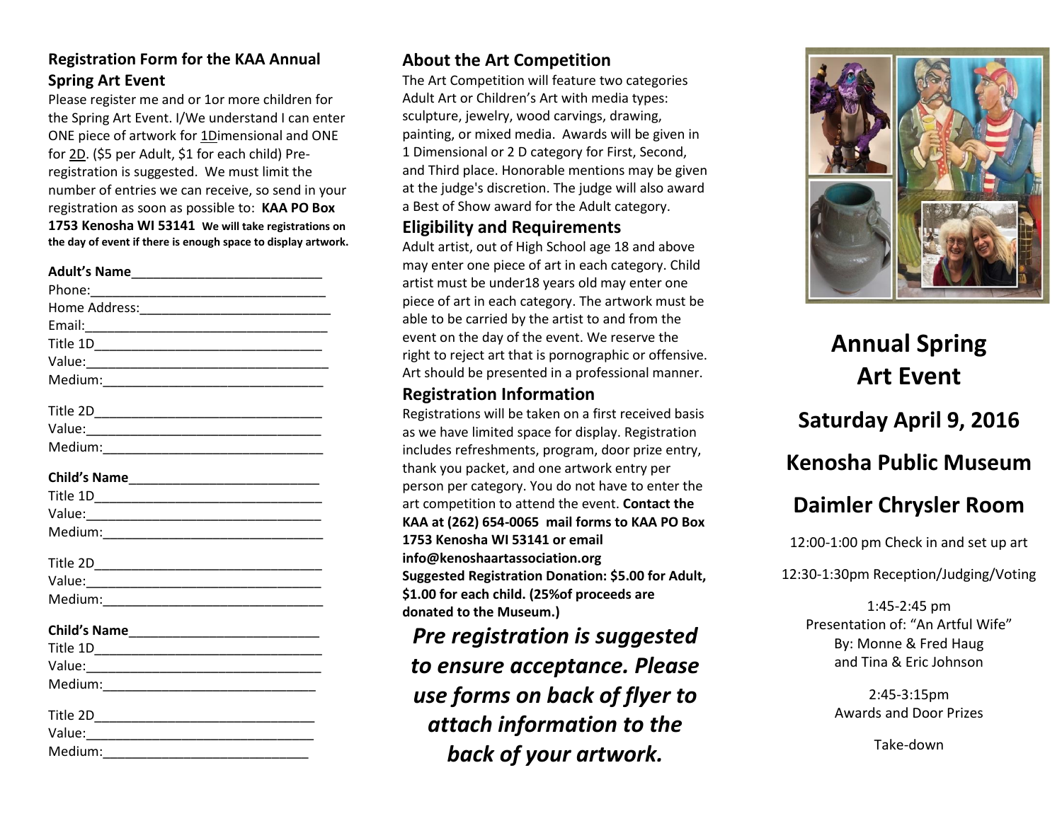## Registration Form for the KAA Annual Spring Art Event

Please register me and or 1or more children for the Spring Art Event. I/We understand I can enter ONE piece of artwork for 1Dimensional and ONE for 2D. ($5 per Adult, $1 for each child) Pre-registration is suggested. We must limit the number of entries we can receive, so send in your registration as soon as possible to: **KAA PO Box 1753 Kenosha WI 53141** **We will take registrations on the day of event if there is enough space to display artwork.**

**Adult's Name**___________________________
Phone:_________________________________
Home Address:___________________________
Email:__________________________________
Title 1D________________________________
Value:__________________________________
Medium:________________________________

Title 2D________________________________
Value:_________________________________
Medium:________________________________

**Child's Name**___________________________
Title 1D________________________________
Value:_________________________________
Medium:________________________________

Title 2D________________________________
Value:_________________________________
Medium:________________________________

**Child's Name**___________________________
Title 1D________________________________
Value:_________________________________
Medium:______________________________

Title 2D_______________________________
Value:________________________________
Medium:_____________________________

## About the Art Competition

The Art Competition will feature two categories Adult Art or Children's Art with media types: sculpture, jewelry, wood carvings, drawing, painting, or mixed media. Awards will be given in 1 Dimensional or 2 D category for First, Second, and Third place. Honorable mentions may be given at the judge's discretion. The judge will also award a Best of Show award for the Adult category.

## Eligibility and Requirements

Adult artist, out of High School age 18 and above may enter one piece of art in each category. Child artist must be under18 years old may enter one piece of art in each category. The artwork must be able to be carried by the artist to and from the event on the day of the event. We reserve the right to reject art that is pornographic or offensive. Art should be presented in a professional manner.

## Registration Information

Registrations will be taken on a first received basis as we have limited space for display. Registration includes refreshments, program, door prize entry, thank you packet, and one artwork entry per person per category. You do not have to enter the art competition to attend the event. **Contact the KAA at (262) 654-0065 mail forms to KAA PO Box 1753 Kenosha WI 53141 or email info@kenoshaartassociation.org Suggested Registration Donation: $5.00 for Adult, $1.00 for each child. (25%of proceeds are donated to the Museum.)**

***Pre registration is suggested to ensure acceptance. Please use forms on back of flyer to attach information to the back of your artwork.***

# Annual Spring Art Event

## Saturday April 9, 2016

## Kenosha Public Museum

## Daimler Chrysler Room

12:00-1:00 pm Check in and set up art

12:30-1:30pm Reception/Judging/Voting

1:45-2:45 pm
Presentation of: "An Artful Wife"
By: Monne & Fred Haug
and Tina & Eric Johnson

2:45-3:15pm
Awards and Door Prizes

Take-down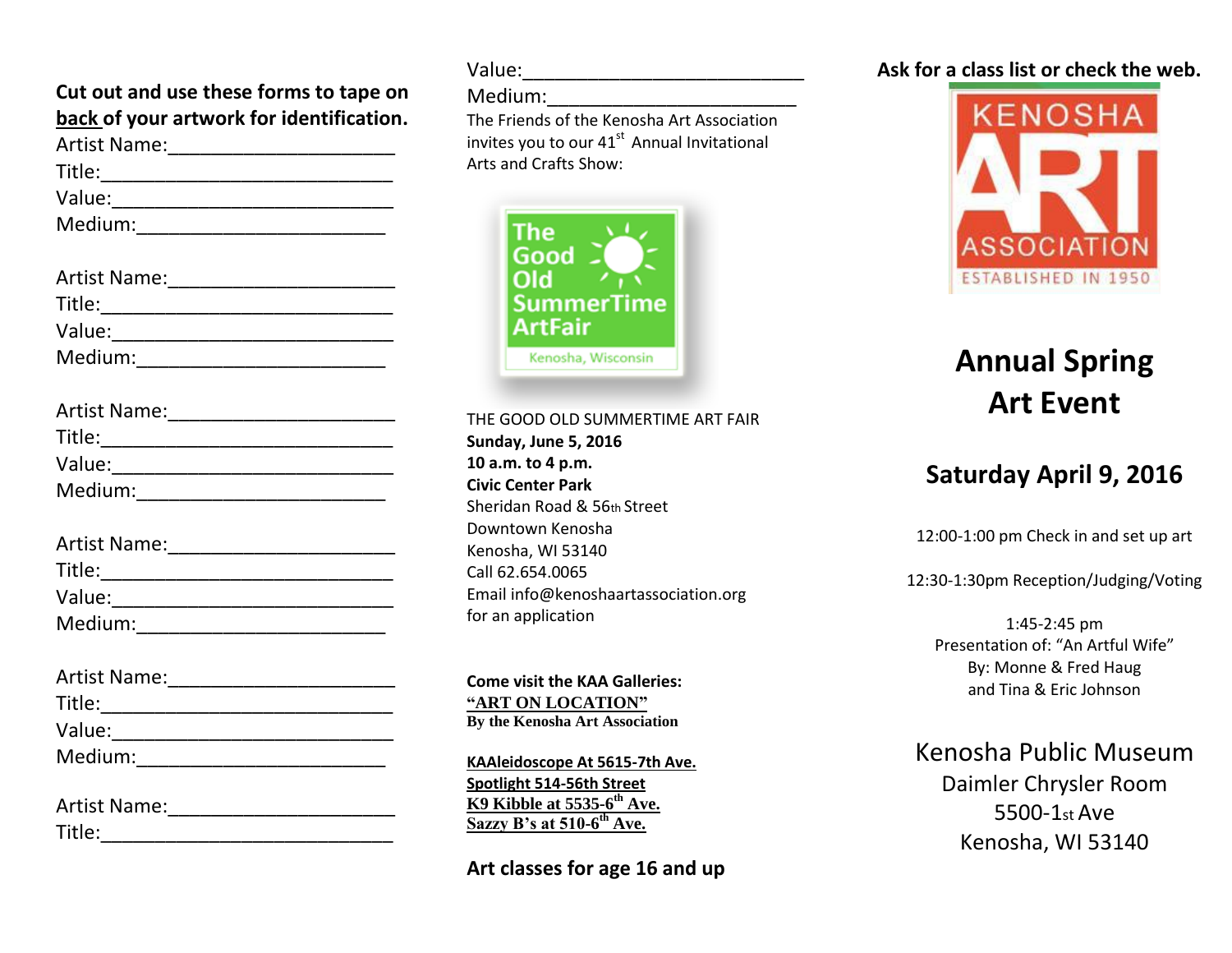**Cut out and use these forms to tape on back of your artwork for identification.**

Artist Name:____________________
Title:__________________________
Value:__________________________
Medium:_______________________

Artist Name:____________________
Title:__________________________
Value:__________________________
Medium:_______________________

Artist Name:____________________
Title:__________________________
Value:__________________________
Medium:_______________________

Artist Name:____________________
Title:__________________________
Value:__________________________
Medium:_______________________

Artist Name:____________________
Title:__________________________
Value:__________________________
Medium:_______________________

Artist Name:____________________
Title:__________________________
Value:__________________________
Medium:_______________________

The Friends of the Kenosha Art Association invites you to our 41st Annual Invitational Arts and Crafts Show:

The Good Old SummerTime ArtFair
Kenosha, Wisconsin

THE GOOD OLD SUMMERTIME ART FAIR
**Sunday, June 5, 2016**
**10 a.m. to 4 p.m.**
**Civic Center Park**
Sheridan Road & 56th Street
Downtown Kenosha
Kenosha, WI 53140
Call 62.654.0065
Email info@kenoshaartassociation.org for an application

**Come visit the KAA Galleries:**
**"ART ON LOCATION"**
**By the Kenosha Art Association**

**KAAleidoscope At 5615-7th Ave.**
**Spotlight 514-56th Street**
**K9 Kibble at 5535-6th Ave.**
**Sazzy B's at 510-6th Ave.**

**Art classes for age 16 and up**

**Ask for a class list or check the web.**

KENOSHA ART ASSOCIATION
ESTABLISHED IN 1950

# Annual Spring Art Event

## Saturday April 9, 2016

12:00-1:00 pm Check in and set up art

12:30-1:30pm Reception/Judging/Voting

1:45-2:45 pm
Presentation of: "An Artful Wife"
By: Monne & Fred Haug
and Tina & Eric Johnson

Kenosha Public Museum
Daimler Chrysler Room
5500-1st Ave
Kenosha, WI 53140